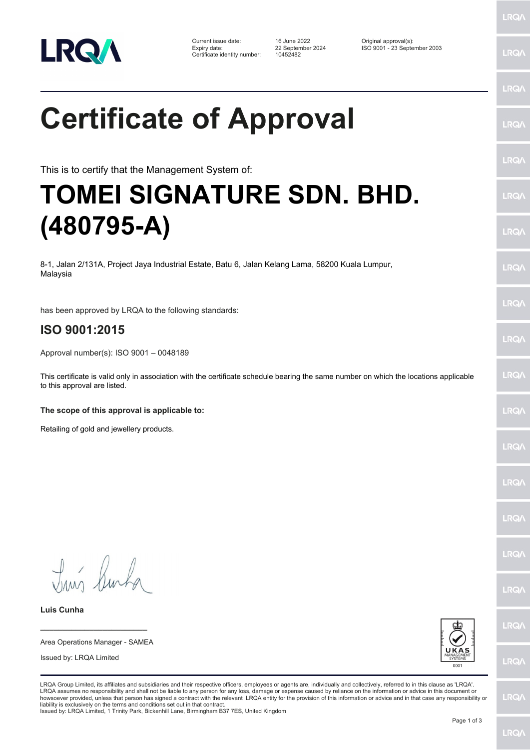| | | |
|---|---|---|
| Current issue date: | 16 June 2022 | Original approval(s): |
| Expiry date: | 22 September 2024 | ISO 9001 - 23 September 2003 |
| Certificate identity number: | 10452482 | |

# Certificate of Approval

This is to certify that the Management System of:

# TOMEI SIGNATURE SDN. BHD. (480795-A)

8-1, Jalan 2/131A, Project Jaya Industrial Estate, Batu 6, Jalan Kelang Lama, 58200 Kuala Lumpur, Malaysia

has been approved by LRQA to the following standards:

## ISO 9001:2015

Approval number(s): ISO 9001 – 0048189

This certificate is valid only in association with the certificate schedule bearing the same number on which the locations applicable to this approval are listed.

**The scope of this approval is applicable to:**

Retailing of gold and jewellery products.

**Luis Cunha**

Area Operations Manager - SAMEA

Issued by: LRQA Limited

UKAS MANAGEMENT SYSTEMS 0001

LRQA Group Limited, its affiliates and subsidiaries and their respective officers, employees or agents are, individually and collectively, referred to in this clause as 'LRQA'. LRQA assumes no responsibility and shall not be liable to any person for any loss, damage or expense caused by reliance on the information or advice in this document or howsoever provided, unless that person has signed a contract with the relevant LRQA entity for the provision of this information or advice and in that case any responsibility or liability is exclusively on the terms and conditions set out in that contract.
Issued by: LRQA Limited, 1 Trinity Park, Bickenhill Lane, Birmingham B37 7ES, United Kingdom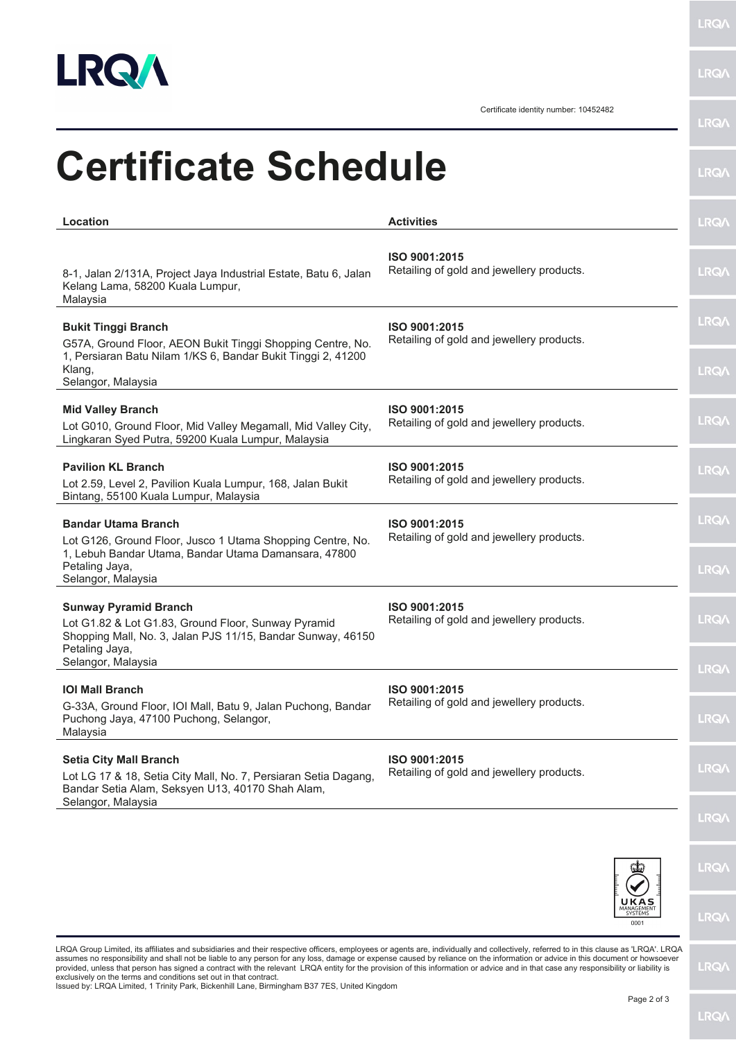LRQA

Certificate identity number: 10452482

# Certificate Schedule

| Location | Activities |
| --- | --- |
| 8-1, Jalan 2/131A, Project Jaya Industrial Estate, Batu 6, Jalan Kelang Lama, 58200 Kuala Lumpur, Malaysia | **ISO 9001:2015** Retailing of gold and jewellery products. |
| **Bukit Tinggi Branch** G57A, Ground Floor, AEON Bukit Tinggi Shopping Centre, No. 1, Persiaran Batu Nilam 1/KS 6, Bandar Bukit Tinggi 2, 41200 Klang, Selangor, Malaysia | **ISO 9001:2015** Retailing of gold and jewellery products. |
| **Mid Valley Branch** Lot G010, Ground Floor, Mid Valley Megamall, Mid Valley City, Lingkaran Syed Putra, 59200 Kuala Lumpur, Malaysia | **ISO 9001:2015** Retailing of gold and jewellery products. |
| **Pavilion KL Branch** Lot 2.59, Level 2, Pavilion Kuala Lumpur, 168, Jalan Bukit Bintang, 55100 Kuala Lumpur, Malaysia | **ISO 9001:2015** Retailing of gold and jewellery products. |
| **Bandar Utama Branch** Lot G126, Ground Floor, Jusco 1 Utama Shopping Centre, No. 1, Lebuh Bandar Utama, Bandar Utama Damansara, 47800 Petaling Jaya, Selangor, Malaysia | **ISO 9001:2015** Retailing of gold and jewellery products. |
| **Sunway Pyramid Branch** Lot G1.82 & Lot G1.83, Ground Floor, Sunway Pyramid Shopping Mall, No. 3, Jalan PJS 11/15, Bandar Sunway, 46150 Petaling Jaya, Selangor, Malaysia | **ISO 9001:2015** Retailing of gold and jewellery products. |
| **IOI Mall Branch** G-33A, Ground Floor, IOI Mall, Batu 9, Jalan Puchong, Bandar Puchong Jaya, 47100 Puchong, Selangor, Malaysia | **ISO 9001:2015** Retailing of gold and jewellery products. |
| **Setia City Mall Branch** Lot LG 17 & 18, Setia City Mall, No. 7, Persiaran Setia Dagang, Bandar Setia Alam, Seksyen U13, 40170 Shah Alam, Selangor, Malaysia | **ISO 9001:2015** Retailing of gold and jewellery products. |

UKAS MANAGEMENT SYSTEMS 0001

LRQA Group Limited, its affiliates and subsidiaries and their respective officers, employees or agents are, individually and collectively, referred to in this clause as 'LRQA'. LRQA assumes no responsibility and shall not be liable to any person for any loss, damage or expense caused by reliance on the information or advice in this document or howsoever provided, unless that person has signed a contract with the relevant LRQA entity for the provision of this information or advice and in that case any responsibility or liability is exclusively on the terms and conditions set out in that contract.
Issued by: LRQA Limited, 1 Trinity Park, Bickenhill Lane, Birmingham B37 7ES, United Kingdom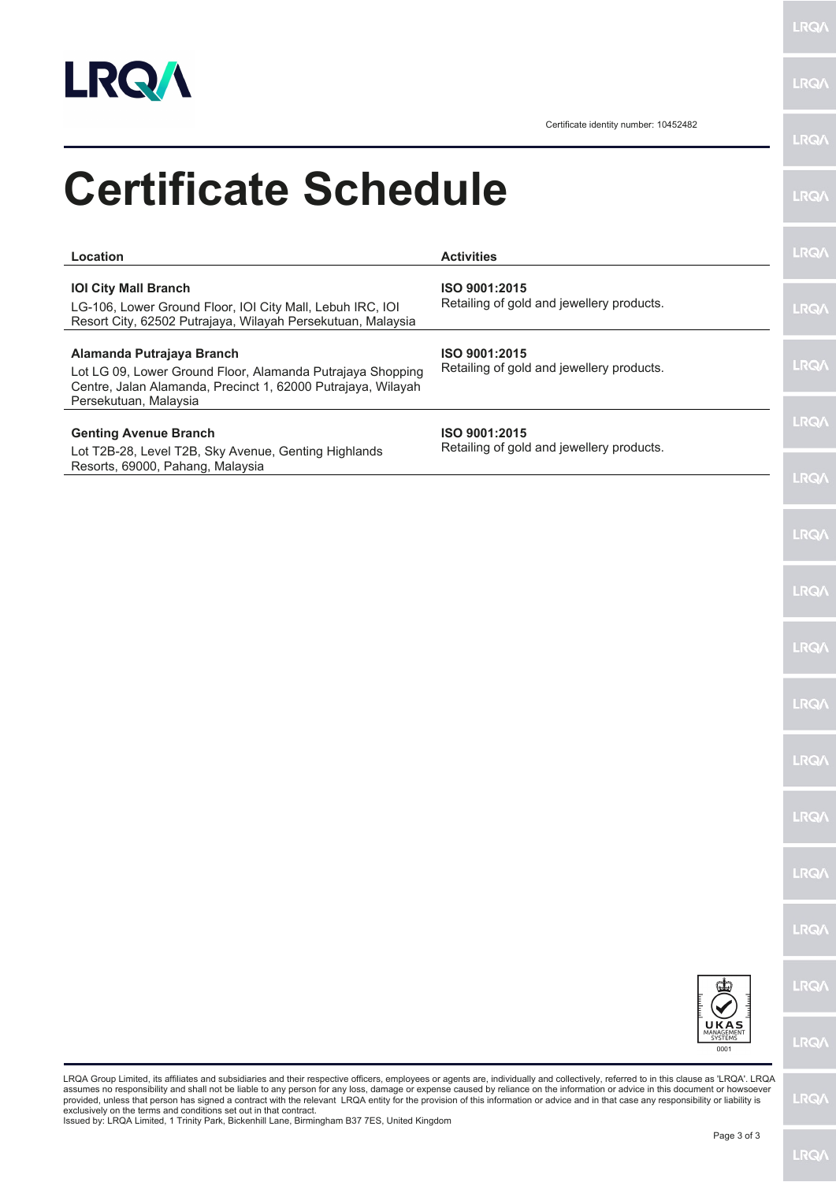Certificate identity number: 10452482

# Certificate Schedule

| Location | Activities |
| --- | --- |
| **IOI City Mall Branch**<br>LG-106, Lower Ground Floor, IOI City Mall, Lebuh IRC, IOI Resort City, 62502 Putrajaya, Wilayah Persekutuan, Malaysia | **ISO 9001:2015**<br>Retailing of gold and jewellery products. |
| **Alamanda Putrajaya Branch**<br>Lot LG 09, Lower Ground Floor, Alamanda Putrajaya Shopping Centre, Jalan Alamanda, Precinct 1, 62000 Putrajaya, Wilayah Persekutuan, Malaysia | **ISO 9001:2015**<br>Retailing of gold and jewellery products. |
| **Genting Avenue Branch**<br>Lot T2B-28, Level T2B, Sky Avenue, Genting Highlands Resorts, 69000, Pahang, Malaysia | **ISO 9001:2015**<br>Retailing of gold and jewellery products. |

UKAS MANAGEMENT SYSTEMS 0001

LRQA Group Limited, its affiliates and subsidiaries and their respective officers, employees or agents are, individually and collectively, referred to in this clause as 'LRQA'. LRQA assumes no responsibility and shall not be liable to any person for any loss, damage or expense caused by reliance on the information or advice in this document or howsoever provided, unless that person has signed a contract with the relevant LRQA entity for the provision of this information or advice and in that case any responsibility or liability is exclusively on the terms and conditions set out in that contract.
Issued by: LRQA Limited, 1 Trinity Park, Bickenhill Lane, Birmingham B37 7ES, United Kingdom